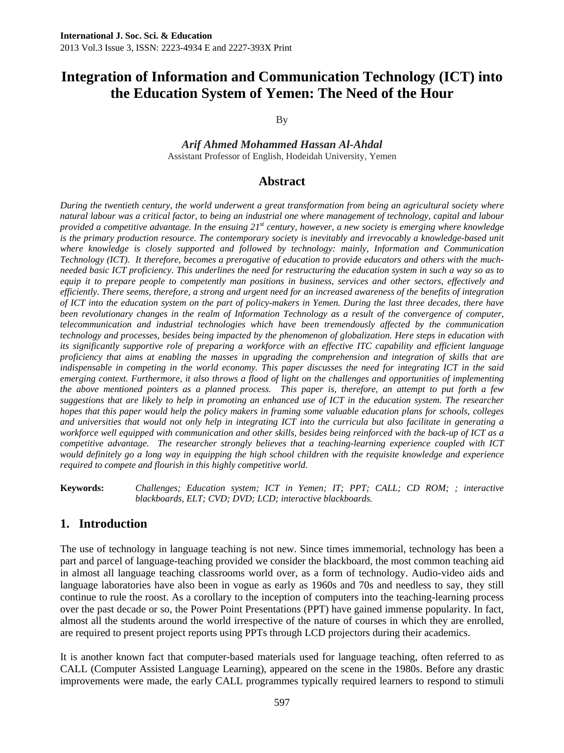**International J. Soc. Sci. & Education**
2013 Vol.3 Issue 3, ISSN: 2223-4934 E and 2227-393X Print

# Integration of Information and Communication Technology (ICT) into the Education System of Yemen: The Need of the Hour

By

***Arif Ahmed Mohammed Hassan Al-Ahdal***
Assistant Professor of English, Hodeidah University, Yemen

## Abstract

*During the twentieth century, the world underwent a great transformation from being an agricultural society where natural labour was a critical factor, to being an industrial one where management of technology, capital and labour provided a competitive advantage. In the ensuing 21st century, however, a new society is emerging where knowledge is the primary production resource. The contemporary society is inevitably and irrevocably a knowledge-based unit where knowledge is closely supported and followed by technology: mainly, Information and Communication Technology (ICT). It therefore, becomes a prerogative of education to provide educators and others with the much-needed basic ICT proficiency. This underlines the need for restructuring the education system in such a way so as to equip it to prepare people to competently man positions in business, services and other sectors, effectively and efficiently. There seems, therefore, a strong and urgent need for an increased awareness of the benefits of integration of ICT into the education system on the part of policy-makers in Yemen. During the last three decades, there have been revolutionary changes in the realm of Information Technology as a result of the convergence of computer, telecommunication and industrial technologies which have been tremendously affected by the communication technology and processes, besides being impacted by the phenomenon of globalization. Here steps in education with its significantly supportive role of preparing a workforce with an effective ITC capability and efficient language proficiency that aims at enabling the masses in upgrading the comprehension and integration of skills that are indispensable in competing in the world economy. This paper discusses the need for integrating ICT in the said emerging context. Furthermore, it also throws a flood of light on the challenges and opportunities of implementing the above mentioned pointers as a planned process. This paper is, therefore, an attempt to put forth a few suggestions that are likely to help in promoting an enhanced use of ICT in the education system. The researcher hopes that this paper would help the policy makers in framing some valuable education plans for schools, colleges and universities that would not only help in integrating ICT into the curricula but also facilitate in generating a workforce well equipped with communication and other skills, besides being reinforced with the back-up of ICT as a competitive advantage. The researcher strongly believes that a teaching-learning experience coupled with ICT would definitely go a long way in equipping the high school children with the requisite knowledge and experience required to compete and flourish in this highly competitive world.*

**Keywords:** *Challenges; Education system; ICT in Yemen; IT; PPT; CALL; CD ROM; ; interactive blackboards, ELT; CVD; DVD; LCD; interactive blackboards.*

## 1. Introduction

The use of technology in language teaching is not new. Since times immemorial, technology has been a part and parcel of language-teaching provided we consider the blackboard, the most common teaching aid in almost all language teaching classrooms world over, as a form of technology. Audio-video aids and language laboratories have also been in vogue as early as 1960s and 70s and needless to say, they still continue to rule the roost. As a corollary to the inception of computers into the teaching-learning process over the past decade or so, the Power Point Presentations (PPT) have gained immense popularity. In fact, almost all the students around the world irrespective of the nature of courses in which they are enrolled, are required to present project reports using PPTs through LCD projectors during their academics.

It is another known fact that computer-based materials used for language teaching, often referred to as CALL (Computer Assisted Language Learning), appeared on the scene in the 1980s. Before any drastic improvements were made, the early CALL programmes typically required learners to respond to stimuli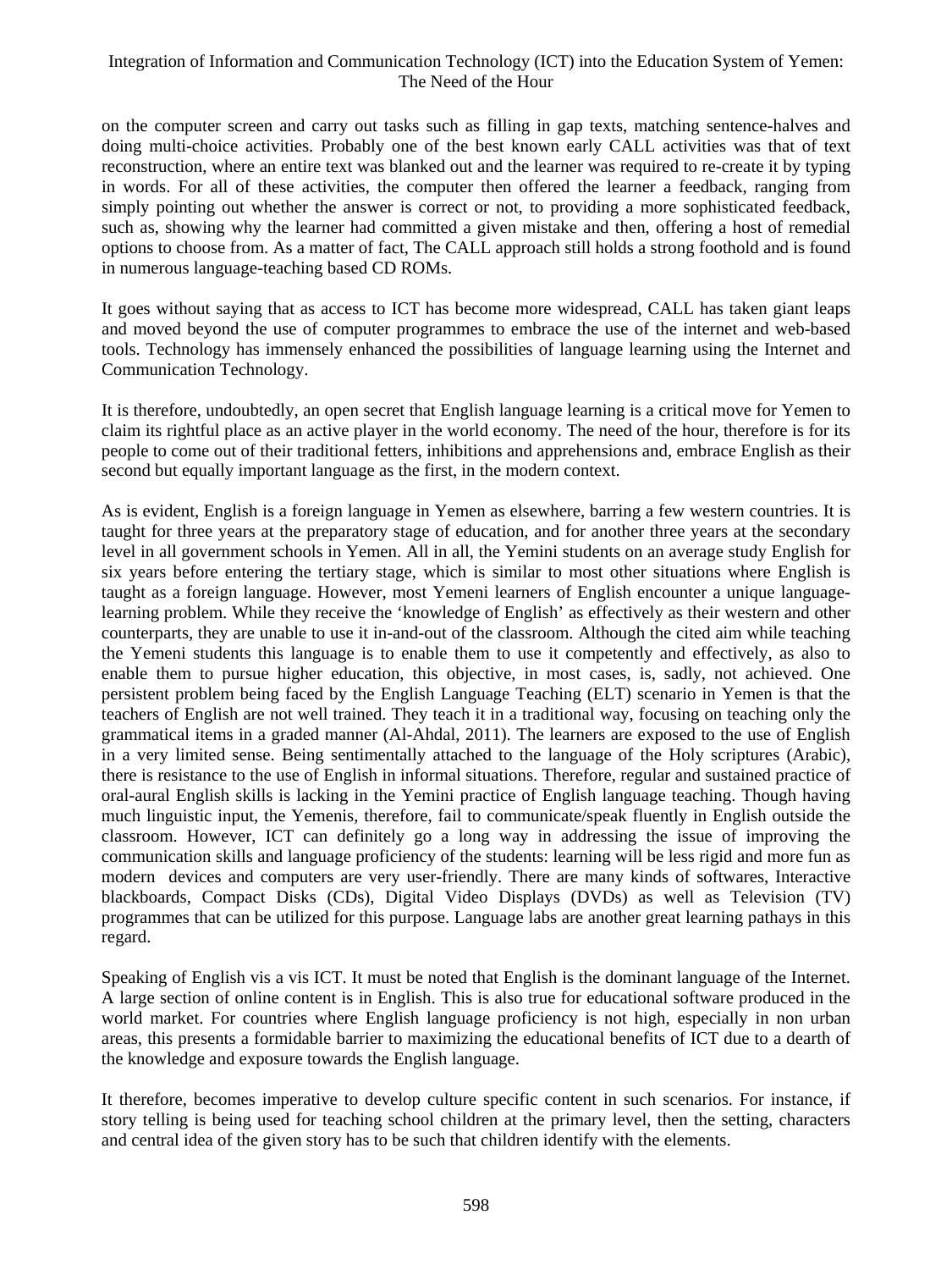on the computer screen and carry out tasks such as filling in gap texts, matching sentence-halves and doing multi-choice activities. Probably one of the best known early CALL activities was that of text reconstruction, where an entire text was blanked out and the learner was required to re-create it by typing in words. For all of these activities, the computer then offered the learner a feedback, ranging from simply pointing out whether the answer is correct or not, to providing a more sophisticated feedback, such as, showing why the learner had committed a given mistake and then, offering a host of remedial options to choose from. As a matter of fact, The CALL approach still holds a strong foothold and is found in numerous language-teaching based CD ROMs.

It goes without saying that as access to ICT has become more widespread, CALL has taken giant leaps and moved beyond the use of computer programmes to embrace the use of the internet and web-based tools. Technology has immensely enhanced the possibilities of language learning using the Internet and Communication Technology.

It is therefore, undoubtedly, an open secret that English language learning is a critical move for Yemen to claim its rightful place as an active player in the world economy. The need of the hour, therefore is for its people to come out of their traditional fetters, inhibitions and apprehensions and, embrace English as their second but equally important language as the first, in the modern context.

As is evident, English is a foreign language in Yemen as elsewhere, barring a few western countries. It is taught for three years at the preparatory stage of education, and for another three years at the secondary level in all government schools in Yemen. All in all, the Yemini students on an average study English for six years before entering the tertiary stage, which is similar to most other situations where English is taught as a foreign language. However, most Yemeni learners of English encounter a unique language-learning problem. While they receive the 'knowledge of English' as effectively as their western and other counterparts, they are unable to use it in-and-out of the classroom. Although the cited aim while teaching the Yemeni students this language is to enable them to use it competently and effectively, as also to enable them to pursue higher education, this objective, in most cases, is, sadly, not achieved. One persistent problem being faced by the English Language Teaching (ELT) scenario in Yemen is that the teachers of English are not well trained. They teach it in a traditional way, focusing on teaching only the grammatical items in a graded manner (Al-Ahdal, 2011). The learners are exposed to the use of English in a very limited sense. Being sentimentally attached to the language of the Holy scriptures (Arabic), there is resistance to the use of English in informal situations. Therefore, regular and sustained practice of oral-aural English skills is lacking in the Yemini practice of English language teaching. Though having much linguistic input, the Yemenis, therefore, fail to communicate/speak fluently in English outside the classroom. However, ICT can definitely go a long way in addressing the issue of improving the communication skills and language proficiency of the students: learning will be less rigid and more fun as modern devices and computers are very user-friendly. There are many kinds of softwares, Interactive blackboards, Compact Disks (CDs), Digital Video Displays (DVDs) as well as Television (TV) programmes that can be utilized for this purpose. Language labs are another great learning pathays in this regard.

Speaking of English vis a vis ICT. It must be noted that English is the dominant language of the Internet. A large section of online content is in English. This is also true for educational software produced in the world market. For countries where English language proficiency is not high, especially in non urban areas, this presents a formidable barrier to maximizing the educational benefits of ICT due to a dearth of the knowledge and exposure towards the English language.

It therefore, becomes imperative to develop culture specific content in such scenarios. For instance, if story telling is being used for teaching school children at the primary level, then the setting, characters and central idea of the given story has to be such that children identify with the elements.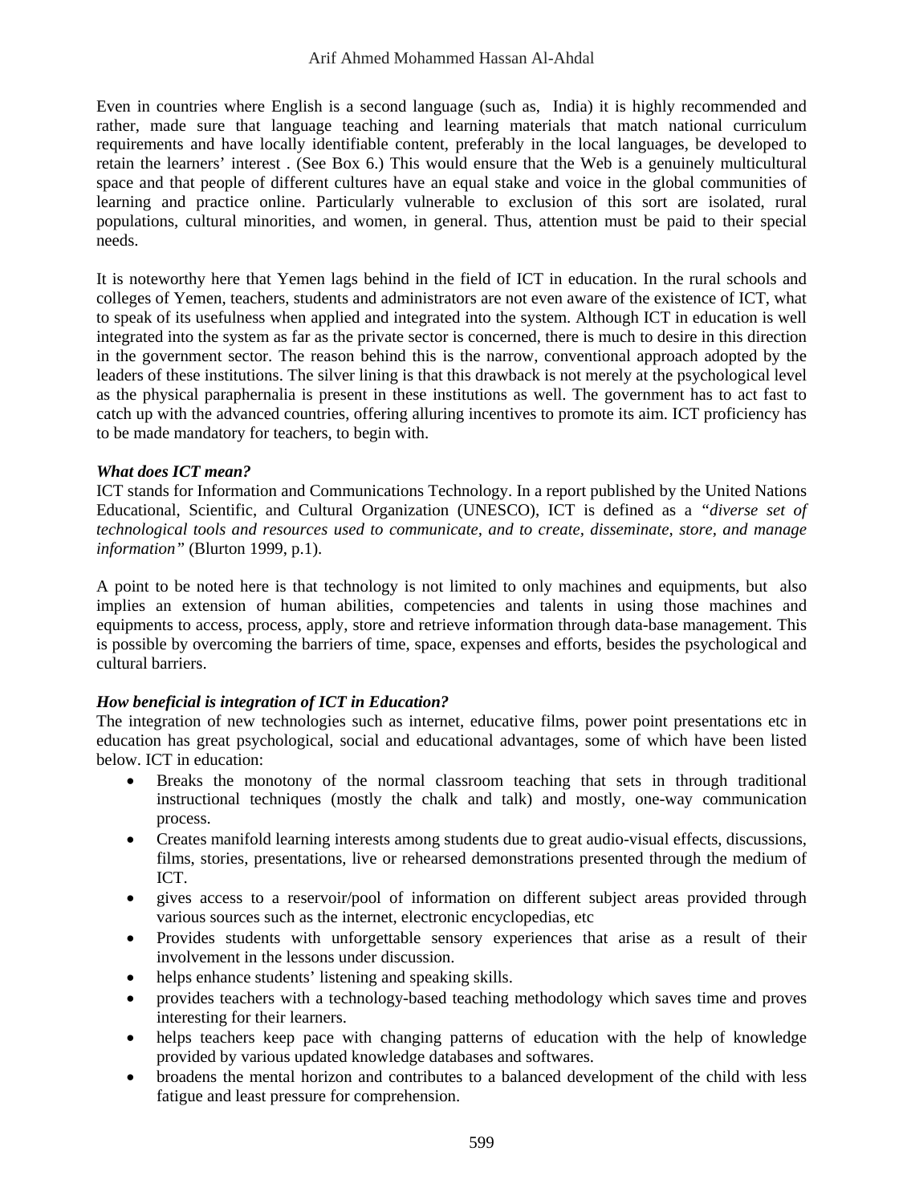Even in countries where English is a second language (such as, India) it is highly recommended and rather, made sure that language teaching and learning materials that match national curriculum requirements and have locally identifiable content, preferably in the local languages, be developed to retain the learners' interest . (See Box 6.) This would ensure that the Web is a genuinely multicultural space and that people of different cultures have an equal stake and voice in the global communities of learning and practice online. Particularly vulnerable to exclusion of this sort are isolated, rural populations, cultural minorities, and women, in general. Thus, attention must be paid to their special needs.

It is noteworthy here that Yemen lags behind in the field of ICT in education. In the rural schools and colleges of Yemen, teachers, students and administrators are not even aware of the existence of ICT, what to speak of its usefulness when applied and integrated into the system. Although ICT in education is well integrated into the system as far as the private sector is concerned, there is much to desire in this direction in the government sector. The reason behind this is the narrow, conventional approach adopted by the leaders of these institutions. The silver lining is that this drawback is not merely at the psychological level as the physical paraphernalia is present in these institutions as well. The government has to act fast to catch up with the advanced countries, offering alluring incentives to promote its aim. ICT proficiency has to be made mandatory for teachers, to begin with.

***What does ICT mean?***

ICT stands for Information and Communications Technology. In a report published by the United Nations Educational, Scientific, and Cultural Organization (UNESCO), ICT is defined as a *"diverse set of technological tools and resources used to communicate, and to create, disseminate, store, and manage information"* (Blurton 1999, p.1).

A point to be noted here is that technology is not limited to only machines and equipments, but also implies an extension of human abilities, competencies and talents in using those machines and equipments to access, process, apply, store and retrieve information through data-base management. This is possible by overcoming the barriers of time, space, expenses and efforts, besides the psychological and cultural barriers.

***How beneficial is integration of ICT in Education?***

The integration of new technologies such as internet, educative films, power point presentations etc in education has great psychological, social and educational advantages, some of which have been listed below. ICT in education:

- Breaks the monotony of the normal classroom teaching that sets in through traditional instructional techniques (mostly the chalk and talk) and mostly, one-way communication process.
- Creates manifold learning interests among students due to great audio-visual effects, discussions, films, stories, presentations, live or rehearsed demonstrations presented through the medium of ICT.
- gives access to a reservoir/pool of information on different subject areas provided through various sources such as the internet, electronic encyclopedias, etc
- Provides students with unforgettable sensory experiences that arise as a result of their involvement in the lessons under discussion.
- helps enhance students' listening and speaking skills.
- provides teachers with a technology-based teaching methodology which saves time and proves interesting for their learners.
- helps teachers keep pace with changing patterns of education with the help of knowledge provided by various updated knowledge databases and softwares.
- broadens the mental horizon and contributes to a balanced development of the child with less fatigue and least pressure for comprehension.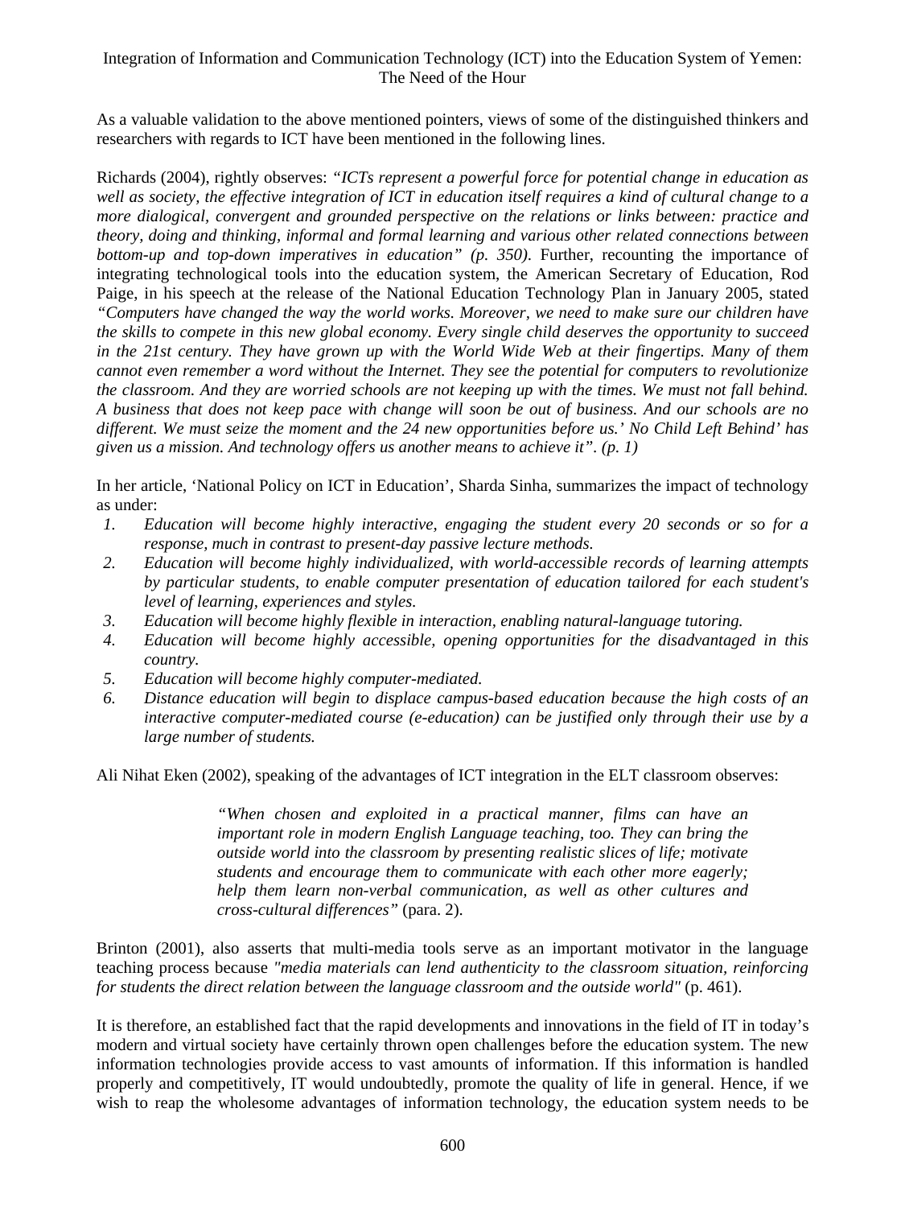As a valuable validation to the above mentioned pointers, views of some of the distinguished thinkers and researchers with regards to ICT have been mentioned in the following lines.

Richards (2004), rightly observes: *"ICTs represent a powerful force for potential change in education as well as society, the effective integration of ICT in education itself requires a kind of cultural change to a more dialogical, convergent and grounded perspective on the relations or links between: practice and theory, doing and thinking, informal and formal learning and various other related connections between bottom-up and top-down imperatives in education" (p. 350).* Further, recounting the importance of integrating technological tools into the education system, the American Secretary of Education, Rod Paige, in his speech at the release of the National Education Technology Plan in January 2005, stated *"Computers have changed the way the world works. Moreover, we need to make sure our children have the skills to compete in this new global economy. Every single child deserves the opportunity to succeed in the 21st century. They have grown up with the World Wide Web at their fingertips. Many of them cannot even remember a word without the Internet. They see the potential for computers to revolutionize the classroom. And they are worried schools are not keeping up with the times. We must not fall behind. A business that does not keep pace with change will soon be out of business. And our schools are no different. We must seize the moment and the 24 new opportunities before us.' No Child Left Behind' has given us a mission. And technology offers us another means to achieve it". (p. 1)*

In her article, 'National Policy on ICT in Education', Sharda Sinha, summarizes the impact of technology as under:

1. *Education will become highly interactive, engaging the student every 20 seconds or so for a response, much in contrast to present-day passive lecture methods.*
2. *Education will become highly individualized, with world-accessible records of learning attempts by particular students, to enable computer presentation of education tailored for each student's level of learning, experiences and styles.*
3. *Education will become highly flexible in interaction, enabling natural-language tutoring.*
4. *Education will become highly accessible, opening opportunities for the disadvantaged in this country.*
5. *Education will become highly computer-mediated.*
6. *Distance education will begin to displace campus-based education because the high costs of an interactive computer-mediated course (e-education) can be justified only through their use by a large number of students.*

Ali Nihat Eken (2002), speaking of the advantages of ICT integration in the ELT classroom observes:

> *"When chosen and exploited in a practical manner, films can have an important role in modern English Language teaching, too. They can bring the outside world into the classroom by presenting realistic slices of life; motivate students and encourage them to communicate with each other more eagerly; help them learn non-verbal communication, as well as other cultures and cross-cultural differences"* (para. 2).

Brinton (2001), also asserts that multi-media tools serve as an important motivator in the language teaching process because *"media materials can lend authenticity to the classroom situation, reinforcing for students the direct relation between the language classroom and the outside world"* (p. 461).

It is therefore, an established fact that the rapid developments and innovations in the field of IT in today's modern and virtual society have certainly thrown open challenges before the education system. The new information technologies provide access to vast amounts of information. If this information is handled properly and competitively, IT would undoubtedly, promote the quality of life in general. Hence, if we wish to reap the wholesome advantages of information technology, the education system needs to be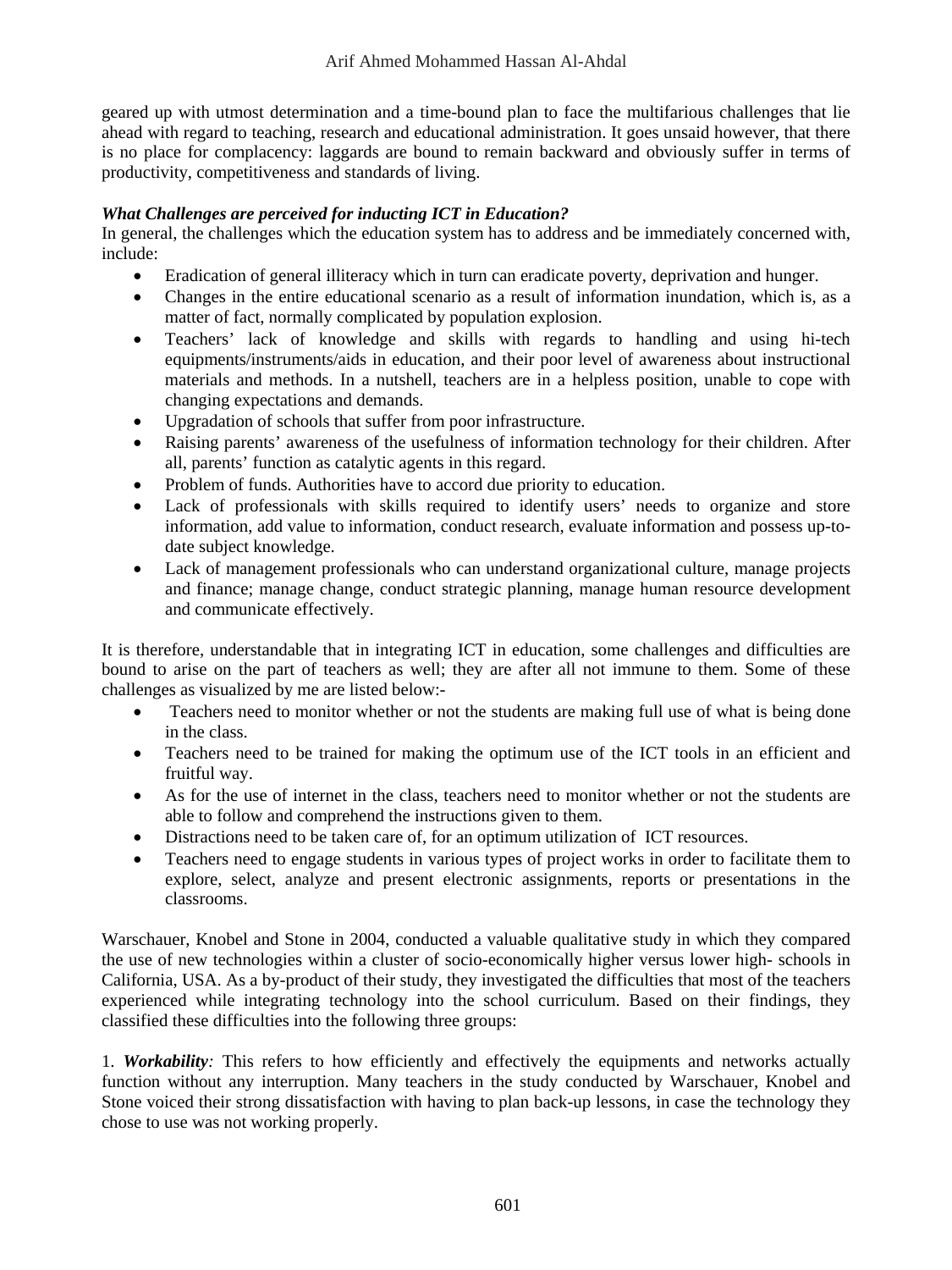geared up with utmost determination and a time-bound plan to face the multifarious challenges that lie ahead with regard to teaching, research and educational administration. It goes unsaid however, that there is no place for complacency: laggards are bound to remain backward and obviously suffer in terms of productivity, competitiveness and standards of living.

***What Challenges are perceived for inducting ICT in Education?***

In general, the challenges which the education system has to address and be immediately concerned with, include:

- Eradication of general illiteracy which in turn can eradicate poverty, deprivation and hunger.
- Changes in the entire educational scenario as a result of information inundation, which is, as a matter of fact, normally complicated by population explosion.
- Teachers' lack of knowledge and skills with regards to handling and using hi-tech equipments/instruments/aids in education, and their poor level of awareness about instructional materials and methods. In a nutshell, teachers are in a helpless position, unable to cope with changing expectations and demands.
- Upgradation of schools that suffer from poor infrastructure.
- Raising parents' awareness of the usefulness of information technology for their children. After all, parents' function as catalytic agents in this regard.
- Problem of funds. Authorities have to accord due priority to education.
- Lack of professionals with skills required to identify users' needs to organize and store information, add value to information, conduct research, evaluate information and possess up-to-date subject knowledge.
- Lack of management professionals who can understand organizational culture, manage projects and finance; manage change, conduct strategic planning, manage human resource development and communicate effectively.

It is therefore, understandable that in integrating ICT in education, some challenges and difficulties are bound to arise on the part of teachers as well; they are after all not immune to them. Some of these challenges as visualized by me are listed below:-

- Teachers need to monitor whether or not the students are making full use of what is being done in the class.
- Teachers need to be trained for making the optimum use of the ICT tools in an efficient and fruitful way.
- As for the use of internet in the class, teachers need to monitor whether or not the students are able to follow and comprehend the instructions given to them.
- Distractions need to be taken care of, for an optimum utilization of ICT resources.
- Teachers need to engage students in various types of project works in order to facilitate them to explore, select, analyze and present electronic assignments, reports or presentations in the classrooms.

Warschauer, Knobel and Stone in 2004, conducted a valuable qualitative study in which they compared the use of new technologies within a cluster of socio-economically higher versus lower high- schools in California, USA. As a by-product of their study, they investigated the difficulties that most of the teachers experienced while integrating technology into the school curriculum. Based on their findings, they classified these difficulties into the following three groups:

1. ***Workability:*** This refers to how efficiently and effectively the equipments and networks actually function without any interruption. Many teachers in the study conducted by Warschauer, Knobel and Stone voiced their strong dissatisfaction with having to plan back-up lessons, in case the technology they chose to use was not working properly.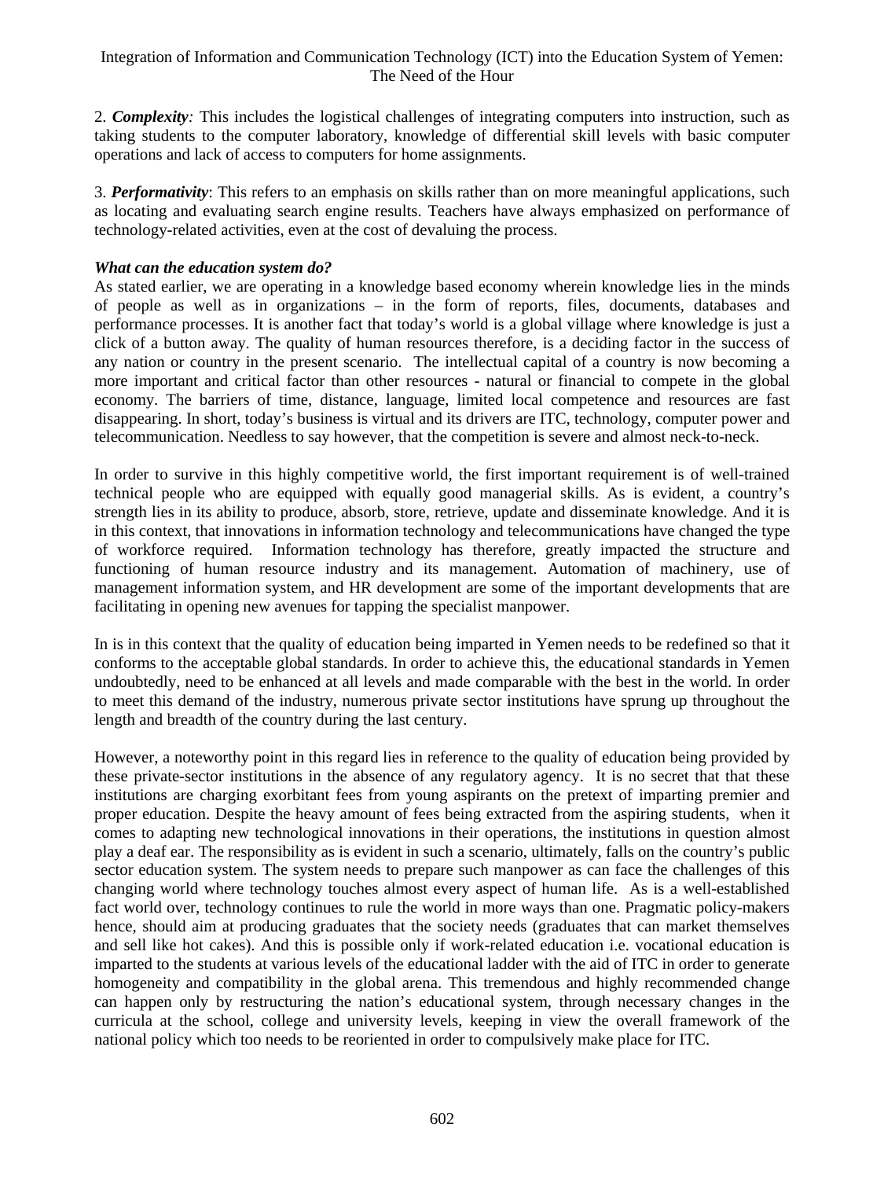2. ***Complexity:*** This includes the logistical challenges of integrating computers into instruction, such as taking students to the computer laboratory, knowledge of differential skill levels with basic computer operations and lack of access to computers for home assignments.

3. ***Performativity***: This refers to an emphasis on skills rather than on more meaningful applications, such as locating and evaluating search engine results. Teachers have always emphasized on performance of technology-related activities, even at the cost of devaluing the process.

***What can the education system do?***

As stated earlier, we are operating in a knowledge based economy wherein knowledge lies in the minds of people as well as in organizations – in the form of reports, files, documents, databases and performance processes. It is another fact that today's world is a global village where knowledge is just a click of a button away. The quality of human resources therefore, is a deciding factor in the success of any nation or country in the present scenario. The intellectual capital of a country is now becoming a more important and critical factor than other resources - natural or financial to compete in the global economy. The barriers of time, distance, language, limited local competence and resources are fast disappearing. In short, today's business is virtual and its drivers are ITC, technology, computer power and telecommunication. Needless to say however, that the competition is severe and almost neck-to-neck.

In order to survive in this highly competitive world, the first important requirement is of well-trained technical people who are equipped with equally good managerial skills. As is evident, a country's strength lies in its ability to produce, absorb, store, retrieve, update and disseminate knowledge. And it is in this context, that innovations in information technology and telecommunications have changed the type of workforce required. Information technology has therefore, greatly impacted the structure and functioning of human resource industry and its management. Automation of machinery, use of management information system, and HR development are some of the important developments that are facilitating in opening new avenues for tapping the specialist manpower.

In is in this context that the quality of education being imparted in Yemen needs to be redefined so that it conforms to the acceptable global standards. In order to achieve this, the educational standards in Yemen undoubtedly, need to be enhanced at all levels and made comparable with the best in the world. In order to meet this demand of the industry, numerous private sector institutions have sprung up throughout the length and breadth of the country during the last century.

However, a noteworthy point in this regard lies in reference to the quality of education being provided by these private-sector institutions in the absence of any regulatory agency. It is no secret that that these institutions are charging exorbitant fees from young aspirants on the pretext of imparting premier and proper education. Despite the heavy amount of fees being extracted from the aspiring students, when it comes to adapting new technological innovations in their operations, the institutions in question almost play a deaf ear. The responsibility as is evident in such a scenario, ultimately, falls on the country's public sector education system. The system needs to prepare such manpower as can face the challenges of this changing world where technology touches almost every aspect of human life. As is a well-established fact world over, technology continues to rule the world in more ways than one. Pragmatic policy-makers hence, should aim at producing graduates that the society needs (graduates that can market themselves and sell like hot cakes). And this is possible only if work-related education i.e. vocational education is imparted to the students at various levels of the educational ladder with the aid of ITC in order to generate homogeneity and compatibility in the global arena. This tremendous and highly recommended change can happen only by restructuring the nation's educational system, through necessary changes in the curricula at the school, college and university levels, keeping in view the overall framework of the national policy which too needs to be reoriented in order to compulsively make place for ITC.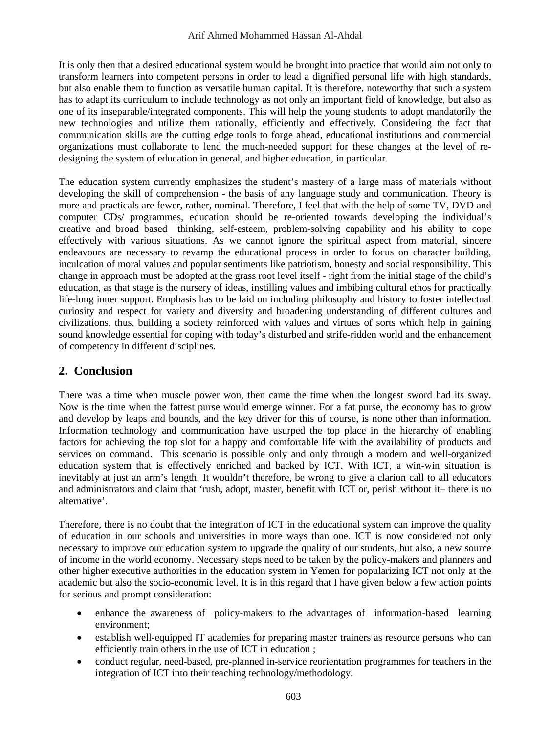It is only then that a desired educational system would be brought into practice that would aim not only to transform learners into competent persons in order to lead a dignified personal life with high standards, but also enable them to function as versatile human capital. It is therefore, noteworthy that such a system has to adapt its curriculum to include technology as not only an important field of knowledge, but also as one of its inseparable/integrated components. This will help the young students to adopt mandatorily the new technologies and utilize them rationally, efficiently and effectively. Considering the fact that communication skills are the cutting edge tools to forge ahead, educational institutions and commercial organizations must collaborate to lend the much-needed support for these changes at the level of re-designing the system of education in general, and higher education, in particular.

The education system currently emphasizes the student's mastery of a large mass of materials without developing the skill of comprehension - the basis of any language study and communication. Theory is more and practicals are fewer, rather, nominal. Therefore, I feel that with the help of some TV, DVD and computer CDs/ programmes, education should be re-oriented towards developing the individual's creative and broad based thinking, self-esteem, problem-solving capability and his ability to cope effectively with various situations. As we cannot ignore the spiritual aspect from material, sincere endeavours are necessary to revamp the educational process in order to focus on character building, inculcation of moral values and popular sentiments like patriotism, honesty and social responsibility. This change in approach must be adopted at the grass root level itself - right from the initial stage of the child's education, as that stage is the nursery of ideas, instilling values and imbibing cultural ethos for practically life-long inner support. Emphasis has to be laid on including philosophy and history to foster intellectual curiosity and respect for variety and diversity and broadening understanding of different cultures and civilizations, thus, building a society reinforced with values and virtues of sorts which help in gaining sound knowledge essential for coping with today's disturbed and strife-ridden world and the enhancement of competency in different disciplines.

## 2. Conclusion

There was a time when muscle power won, then came the time when the longest sword had its sway. Now is the time when the fattest purse would emerge winner. For a fat purse, the economy has to grow and develop by leaps and bounds, and the key driver for this of course, is none other than information. Information technology and communication have usurped the top place in the hierarchy of enabling factors for achieving the top slot for a happy and comfortable life with the availability of products and services on command. This scenario is possible only and only through a modern and well-organized education system that is effectively enriched and backed by ICT. With ICT, a win-win situation is inevitably at just an arm's length. It wouldn't therefore, be wrong to give a clarion call to all educators and administrators and claim that 'rush, adopt, master, benefit with ICT or, perish without it– there is no alternative'.

Therefore, there is no doubt that the integration of ICT in the educational system can improve the quality of education in our schools and universities in more ways than one. ICT is now considered not only necessary to improve our education system to upgrade the quality of our students, but also, a new source of income in the world economy. Necessary steps need to be taken by the policy-makers and planners and other higher executive authorities in the education system in Yemen for popularizing ICT not only at the academic but also the socio-economic level. It is in this regard that I have given below a few action points for serious and prompt consideration:

- enhance the awareness of policy-makers to the advantages of information-based learning environment;
- establish well-equipped IT academies for preparing master trainers as resource persons who can efficiently train others in the use of ICT in education ;
- conduct regular, need-based, pre-planned in-service reorientation programmes for teachers in the integration of ICT into their teaching technology/methodology.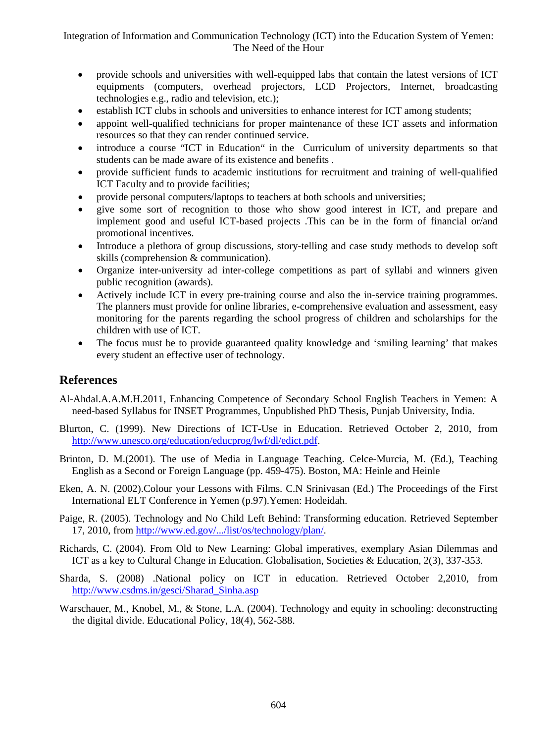- provide schools and universities with well-equipped labs that contain the latest versions of ICT equipments (computers, overhead projectors, LCD Projectors, Internet, broadcasting technologies e.g., radio and television, etc.);
- establish ICT clubs in schools and universities to enhance interest for ICT among students;
- appoint well-qualified technicians for proper maintenance of these ICT assets and information resources so that they can render continued service.
- introduce a course "ICT in Education" in the Curriculum of university departments so that students can be made aware of its existence and benefits .
- provide sufficient funds to academic institutions for recruitment and training of well-qualified ICT Faculty and to provide facilities;
- provide personal computers/laptops to teachers at both schools and universities;
- give some sort of recognition to those who show good interest in ICT, and prepare and implement good and useful ICT-based projects .This can be in the form of financial or/and promotional incentives.
- Introduce a plethora of group discussions, story-telling and case study methods to develop soft skills (comprehension & communication).
- Organize inter-university ad inter-college competitions as part of syllabi and winners given public recognition (awards).
- Actively include ICT in every pre-training course and also the in-service training programmes. The planners must provide for online libraries, e-comprehensive evaluation and assessment, easy monitoring for the parents regarding the school progress of children and scholarships for the children with use of ICT.
- The focus must be to provide guaranteed quality knowledge and 'smiling learning' that makes every student an effective user of technology.

## References

Al-Ahdal.A.A.M.H.2011, Enhancing Competence of Secondary School English Teachers in Yemen: A need-based Syllabus for INSET Programmes, Unpublished PhD Thesis, Punjab University, India.

Blurton, C. (1999). New Directions of ICT-Use in Education. Retrieved October 2, 2010, from http://www.unesco.org/education/educprog/lwf/dl/edict.pdf.

Brinton, D. M.(2001). The use of Media in Language Teaching. Celce-Murcia, M. (Ed.), Teaching English as a Second or Foreign Language (pp. 459-475). Boston, MA: Heinle and Heinle

Eken, A. N. (2002).Colour your Lessons with Films. C.N Srinivasan (Ed.) The Proceedings of the First International ELT Conference in Yemen (p.97).Yemen: Hodeidah.

Paige, R. (2005). Technology and No Child Left Behind: Transforming education. Retrieved September 17, 2010, from http://www.ed.gov/.../list/os/technology/plan/.

Richards, C. (2004). From Old to New Learning: Global imperatives, exemplary Asian Dilemmas and ICT as a key to Cultural Change in Education. Globalisation, Societies & Education, 2(3), 337-353.

Sharda, S. (2008) .National policy on ICT in education. Retrieved October 2,2010, from http://www.csdms.in/gesci/Sharad_Sinha.asp

Warschauer, M., Knobel, M., & Stone, L.A. (2004). Technology and equity in schooling: deconstructing the digital divide. Educational Policy, 18(4), 562-588.